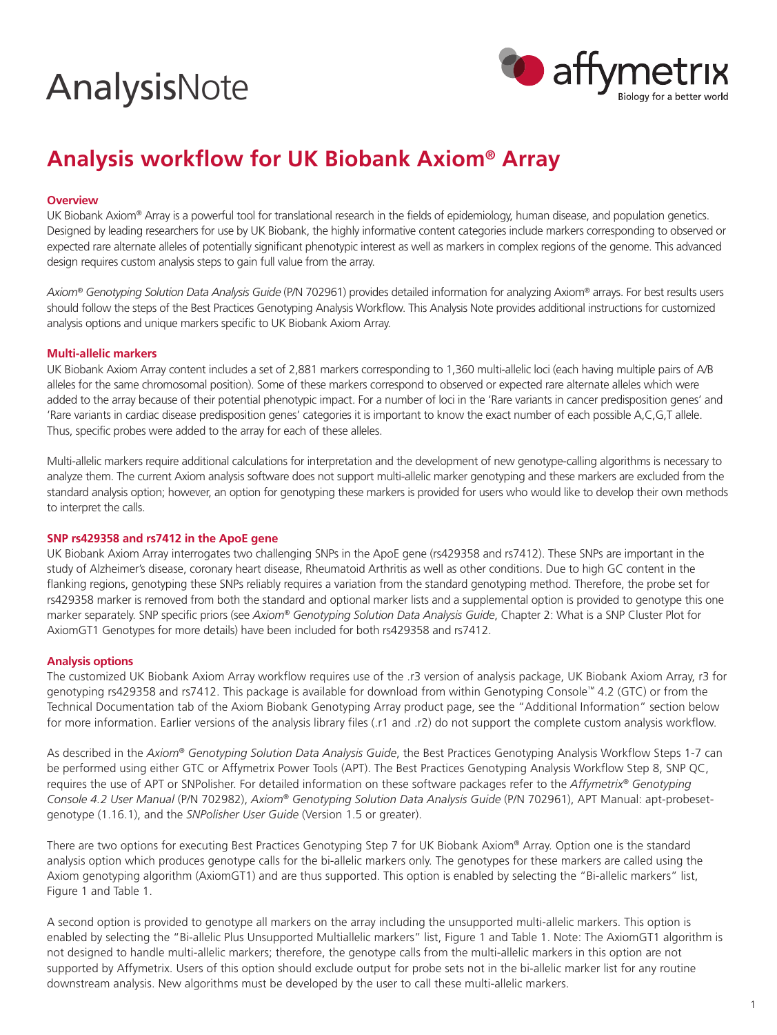# AnalysisNote

## Analysis workflow for UK Biobank Axiom® Array

### Overview

UK Biobank Axiom® Array is a powerful tool for translational research in the fields of epidemiology, human disease, and population genetics. Designed by leading researchers for use by UK Biobank, the highly informative content categories include markers corresponding to observed or expected rare alternate alleles of potentially significant phenotypic interest as well as markers in complex regions of the genome. This advanced design requires custom analysis steps to gain full value from the array.

*Axiom® Genotyping Solution Data Analysis Guide* (P/N 702961) provides detailed information for analyzing Axiom® arrays. For best results users should follow the steps of the Best Practices Genotyping Analysis Workflow. This Analysis Note provides additional instructions for customized analysis options and unique markers specific to UK Biobank Axiom Array.

### Multi-allelic markers

UK Biobank Axiom Array content includes a set of 2,881 markers corresponding to 1,360 multi-allelic loci (each having multiple pairs of A/B alleles for the same chromosomal position). Some of these markers correspond to observed or expected rare alternate alleles which were added to the array because of their potential phenotypic impact. For a number of loci in the 'Rare variants in cancer predisposition genes' and 'Rare variants in cardiac disease predisposition genes' categories it is important to know the exact number of each possible A,C,G,T allele. Thus, specific probes were added to the array for each of these alleles.

Multi-allelic markers require additional calculations for interpretation and the development of new genotype-calling algorithms is necessary to analyze them. The current Axiom analysis software does not support multi-allelic marker genotyping and these markers are excluded from the standard analysis option; however, an option for genotyping these markers is provided for users who would like to develop their own methods to interpret the calls.

### SNP rs429358 and rs7412 in the ApoE gene

UK Biobank Axiom Array interrogates two challenging SNPs in the ApoE gene (rs429358 and rs7412). These SNPs are important in the study of Alzheimer's disease, coronary heart disease, Rheumatoid Arthritis as well as other conditions. Due to high GC content in the flanking regions, genotyping these SNPs reliably requires a variation from the standard genotyping method. Therefore, the probe set for rs429358 marker is removed from both the standard and optional marker lists and a supplemental option is provided to genotype this one marker separately. SNP specific priors (see *Axiom® Genotyping Solution Data Analysis Guide*, Chapter 2: What is a SNP Cluster Plot for AxiomGT1 Genotypes for more details) have been included for both rs429358 and rs7412.

### Analysis options

The customized UK Biobank Axiom Array workflow requires use of the .r3 version of analysis package, UK Biobank Axiom Array, r3 for genotyping rs429358 and rs7412. This package is available for download from within Genotyping Console™ 4.2 (GTC) or from the Technical Documentation tab of the Axiom Biobank Genotyping Array product page, see the "Additional Information" section below for more information. Earlier versions of the analysis library files (.r1 and .r2) do not support the complete custom analysis workflow.

As described in the *Axiom® Genotyping Solution Data Analysis Guide*, the Best Practices Genotyping Analysis Workflow Steps 1-7 can be performed using either GTC or Affymetrix Power Tools (APT). The Best Practices Genotyping Analysis Workflow Step 8, SNP QC, requires the use of APT or SNPolisher. For detailed information on these software packages refer to the *Affymetrix® Genotyping Console 4.2 User Manual* (P/N 702982), *Axiom® Genotyping Solution Data Analysis Guide* (P/N 702961), APT Manual: apt-probeset-genotype (1.16.1), and the *SNPolisher User Guide* (Version 1.5 or greater).

There are two options for executing Best Practices Genotyping Step 7 for UK Biobank Axiom® Array. Option one is the standard analysis option which produces genotype calls for the bi-allelic markers only. The genotypes for these markers are called using the Axiom genotyping algorithm (AxiomGT1) and are thus supported. This option is enabled by selecting the "Bi-allelic markers" list, Figure 1 and Table 1.

A second option is provided to genotype all markers on the array including the unsupported multi-allelic markers. This option is enabled by selecting the "Bi-allelic Plus Unsupported Multiallelic markers" list, Figure 1 and Table 1. Note: The AxiomGT1 algorithm is not designed to handle multi-allelic markers; therefore, the genotype calls from the multi-allelic markers in this option are not supported by Affymetrix. Users of this option should exclude output for probe sets not in the bi-allelic marker list for any routine downstream analysis. New algorithms must be developed by the user to call these multi-allelic markers.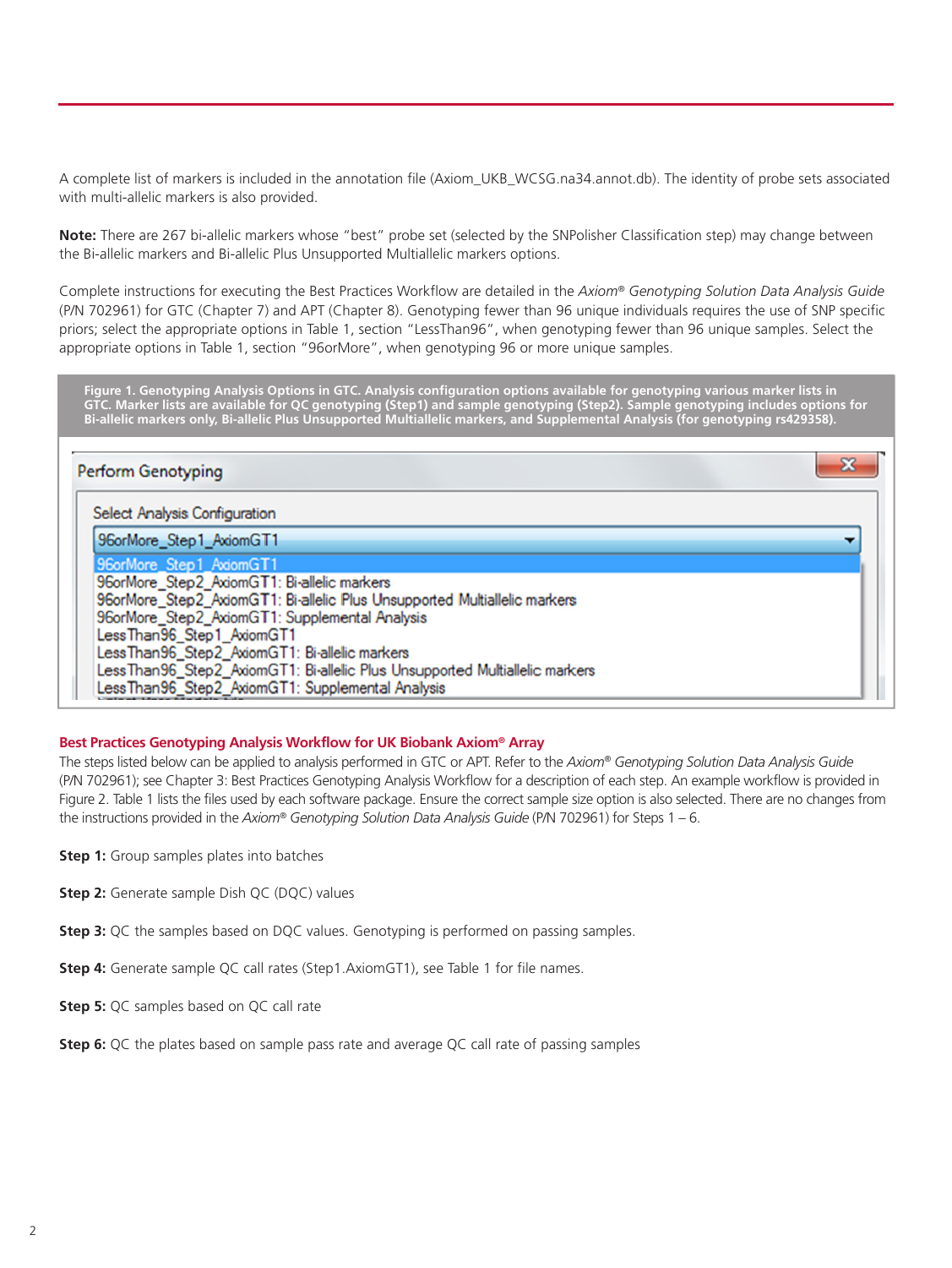A complete list of markers is included in the annotation file (Axiom_UKB_WCSG.na34.annot.db). The identity of probe sets associated with multi-allelic markers is also provided.

**Note:** There are 267 bi-allelic markers whose "best" probe set (selected by the SNPolisher Classification step) may change between the Bi-allelic markers and Bi-allelic Plus Unsupported Multiallelic markers options.

Complete instructions for executing the Best Practices Workflow are detailed in the *Axiom® Genotyping Solution Data Analysis Guide* (P/N 702961) for GTC (Chapter 7) and APT (Chapter 8). Genotyping fewer than 96 unique individuals requires the use of SNP specific priors; select the appropriate options in Table 1, section "LessThan96", when genotyping fewer than 96 unique samples. Select the appropriate options in Table 1, section "96orMore", when genotyping 96 or more unique samples.

**Figure 1. Genotyping Analysis Options in GTC. Analysis configuration options available for genotyping various marker lists in GTC. Marker lists are available for QC genotyping (Step1) and sample genotyping (Step2). Sample genotyping includes options for Bi-allelic markers only, Bi-allelic Plus Unsupported Multiallelic markers, and Supplemental Analysis (for genotyping rs429358).**

Perform Genotyping

Select Analysis Configuration

96orMore_Step1_AxiomGT1

96orMore_Step1_AxiomGT1
96orMore_Step2_AxiomGT1: Bi-allelic markers
96orMore_Step2_AxiomGT1: Bi-allelic Plus Unsupported Multiallelic markers
96orMore_Step2_AxiomGT1: Supplemental Analysis
LessThan96_Step1_AxiomGT1
LessThan96_Step2_AxiomGT1: Bi-allelic markers
LessThan96_Step2_AxiomGT1: Bi-allelic Plus Unsupported Multiallelic markers
LessThan96_Step2_AxiomGT1: Supplemental Analysis

## Best Practices Genotyping Analysis Workflow for UK Biobank Axiom® Array

The steps listed below can be applied to analysis performed in GTC or APT. Refer to the *Axiom® Genotyping Solution Data Analysis Guide* (P/N 702961); see Chapter 3: Best Practices Genotyping Analysis Workflow for a description of each step. An example workflow is provided in Figure 2. Table 1 lists the files used by each software package. Ensure the correct sample size option is also selected. There are no changes from the instructions provided in the *Axiom® Genotyping Solution Data Analysis Guide* (P/N 702961) for Steps 1 – 6.

**Step 1:** Group samples plates into batches

**Step 2:** Generate sample Dish QC (DQC) values

**Step 3:** QC the samples based on DQC values. Genotyping is performed on passing samples.

**Step 4:** Generate sample QC call rates (Step1.AxiomGT1), see Table 1 for file names.

**Step 5:** QC samples based on QC call rate

**Step 6:** QC the plates based on sample pass rate and average QC call rate of passing samples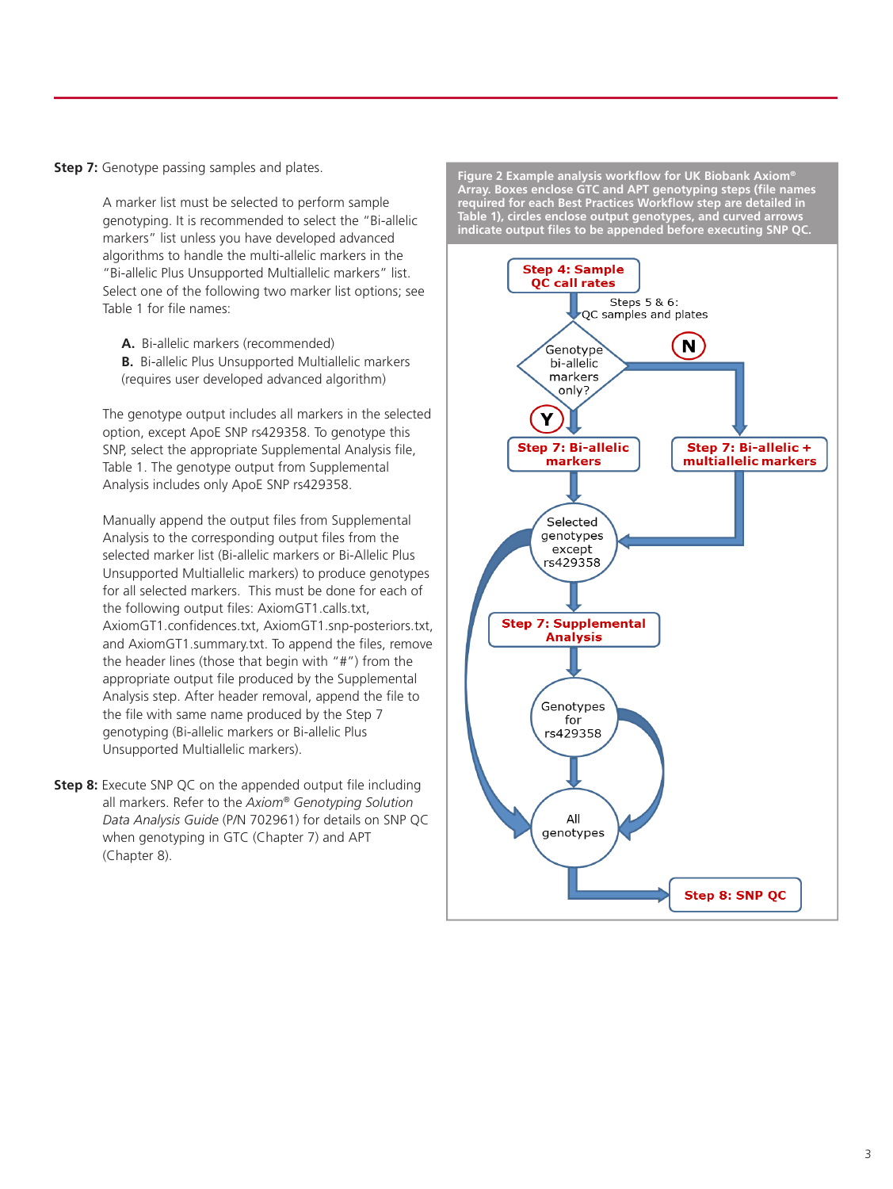**Step 7:** Genotype passing samples and plates.

A marker list must be selected to perform sample genotyping. It is recommended to select the "Bi-allelic markers" list unless you have developed advanced algorithms to handle the multi-allelic markers in the "Bi-allelic Plus Unsupported Multiallelic markers" list. Select one of the following two marker list options; see Table 1 for file names:

**A.** Bi-allelic markers (recommended)

**B.** Bi-allelic Plus Unsupported Multiallelic markers (requires user developed advanced algorithm)

The genotype output includes all markers in the selected option, except ApoE SNP rs429358. To genotype this SNP, select the appropriate Supplemental Analysis file, Table 1. The genotype output from Supplemental Analysis includes only ApoE SNP rs429358.

Manually append the output files from Supplemental Analysis to the corresponding output files from the selected marker list (Bi-allelic markers or Bi-Allelic Plus Unsupported Multiallelic markers) to produce genotypes for all selected markers. This must be done for each of the following output files: AxiomGT1.calls.txt, AxiomGT1.confidences.txt, AxiomGT1.snp-posteriors.txt, and AxiomGT1.summary.txt. To append the files, remove the header lines (those that begin with "#") from the appropriate output file produced by the Supplemental Analysis step. After header removal, append the file to the file with same name produced by the Step 7 genotyping (Bi-allelic markers or Bi-allelic Plus Unsupported Multiallelic markers).

**Step 8:** Execute SNP QC on the appended output file including all markers. Refer to the *Axiom® Genotyping Solution Data Analysis Guide* (P/N 702961) for details on SNP QC when genotyping in GTC (Chapter 7) and APT (Chapter 8).

**Figure 2 Example analysis workflow for UK Biobank Axiom® Array. Boxes enclose GTC and APT genotyping steps (file names required for each Best Practices Workflow step are detailed in Table 1), circles enclose output genotypes, and curved arrows indicate output files to be appended before executing SNP QC.**

**Step 4: Sample QC call rates**

Steps 5 & 6: QC samples and plates

Genotype bi-allelic markers only?

N

Y

**Step 7: Bi-allelic markers**

**Step 7: Bi-allelic + multiallelic markers**

Selected genotypes except rs429358

**Step 7: Supplemental Analysis**

Genotypes for rs429358

All genotypes

**Step 8: SNP QC**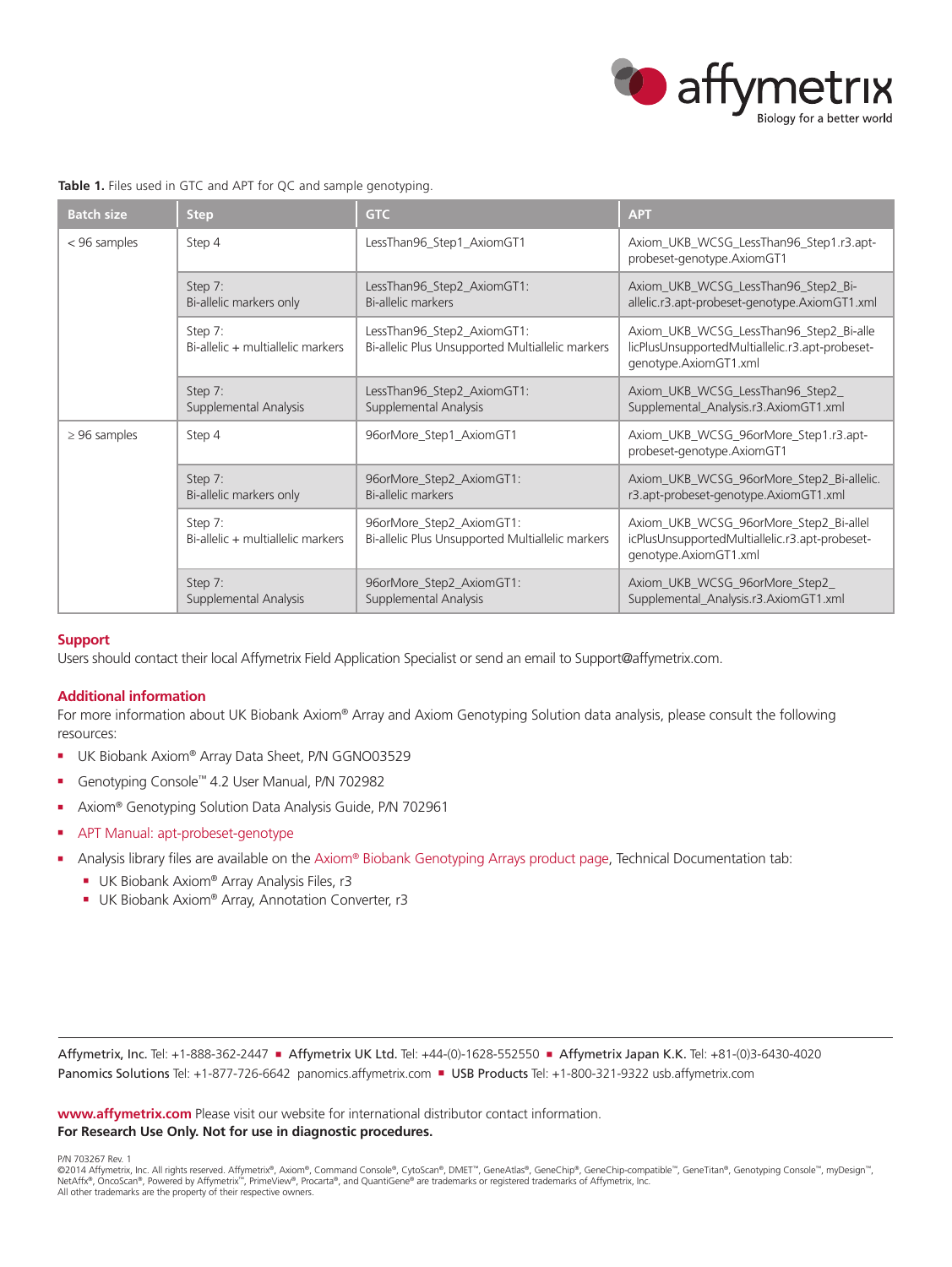**Table 1.** Files used in GTC and APT for QC and sample genotyping.

| Batch size | Step | GTC | APT |
|---|---|---|---|
| < 96 samples | Step 4 | LessThan96_Step1_AxiomGT1 | Axiom_UKB_WCSG_LessThan96_Step1.r3.apt-probeset-genotype.AxiomGT1 |
| | Step 7: Bi-allelic markers only | LessThan96_Step2_AxiomGT1: Bi-allelic markers | Axiom_UKB_WCSG_LessThan96_Step2_Bi-allelic.r3.apt-probeset-genotype.AxiomGT1.xml |
| | Step 7: Bi-allelic + multiallelic markers | LessThan96_Step2_AxiomGT1: Bi-allelic Plus Unsupported Multiallelic markers | Axiom_UKB_WCSG_LessThan96_Step2_Bi-allelicPlusUnsupportedMultiallelic.r3.apt-probeset-genotype.AxiomGT1.xml |
| | Step 7: Supplemental Analysis | LessThan96_Step2_AxiomGT1: Supplemental Analysis | Axiom_UKB_WCSG_LessThan96_Step2_Supplemental_Analysis.r3.AxiomGT1.xml |
| ≥ 96 samples | Step 4 | 96orMore_Step1_AxiomGT1 | Axiom_UKB_WCSG_96orMore_Step1.r3.apt-probeset-genotype.AxiomGT1 |
| | Step 7: Bi-allelic markers only | 96orMore_Step2_AxiomGT1: Bi-allelic markers | Axiom_UKB_WCSG_96orMore_Step2_Bi-allelic.r3.apt-probeset-genotype.AxiomGT1.xml |
| | Step 7: Bi-allelic + multiallelic markers | 96orMore_Step2_AxiomGT1: Bi-allelic Plus Unsupported Multiallelic markers | Axiom_UKB_WCSG_96orMore_Step2_Bi-allelicPlusUnsupportedMultiallelic.r3.apt-probeset-genotype.AxiomGT1.xml |
| | Step 7: Supplemental Analysis | 96orMore_Step2_AxiomGT1: Supplemental Analysis | Axiom_UKB_WCSG_96orMore_Step2_Supplemental_Analysis.r3.AxiomGT1.xml |

## Support

Users should contact their local Affymetrix Field Application Specialist or send an email to Support@affymetrix.com.

## Additional information

For more information about UK Biobank Axiom® Array and Axiom Genotyping Solution data analysis, please consult the following resources:

- UK Biobank Axiom® Array Data Sheet, P/N GGNO03529
- Genotyping Console™ 4.2 User Manual, P/N 702982
- Axiom® Genotyping Solution Data Analysis Guide, P/N 702961
- APT Manual: apt-probeset-genotype
- Analysis library files are available on the Axiom® Biobank Genotyping Arrays product page, Technical Documentation tab:
  - UK Biobank Axiom® Array Analysis Files, r3
  - UK Biobank Axiom® Array, Annotation Converter, r3

**Affymetrix, Inc.** Tel: +1-888-362-2447 ■ **Affymetrix UK Ltd.** Tel: +44-(0)-1628-552550 ■ **Affymetrix Japan K.K.** Tel: +81-(0)3-6430-4020
**Panomics Solutions** Tel: +1-877-726-6642 panomics.affymetrix.com ■ **USB Products** Tel: +1-800-321-9322 usb.affymetrix.com

**www.affymetrix.com** Please visit our website for international distributor contact information.
**For Research Use Only. Not for use in diagnostic procedures.**

P/N 703267 Rev. 1
©2014 Affymetrix, Inc. All rights reserved. Affymetrix®, Axiom®, Command Console®, CytoScan®, DMET™, GeneAtlas®, GeneChip®, GeneChip-compatible™, GeneTitan®, Genotyping Console™, myDesign™, NetAffx®, OncoScan®, Powered by Affymetrix™, PrimeView®, Procarta®, and QuantiGene® are trademarks or registered trademarks of Affymetrix, Inc.
All other trademarks are the property of their respective owners.